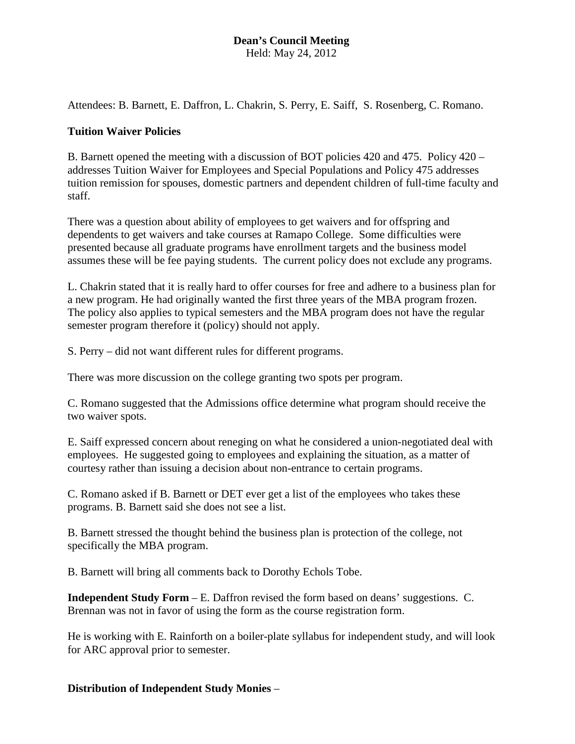# Dean's Council Meeting

Held: May 24, 2012

Attendees: B. Barnett, E. Daffron, L. Chakrin, S. Perry, E. Saiff, S. Rosenberg, C. Romano.

## Tuition Waiver Policies

B. Barnett opened the meeting with a discussion of BOT policies 420 and 475. Policy 420 – addresses Tuition Waiver for Employees and Special Populations and Policy 475 addresses tuition remission for spouses, domestic partners and dependent children of full-time faculty and staff.

There was a question about ability of employees to get waivers and for offspring and dependents to get waivers and take courses at Ramapo College. Some difficulties were presented because all graduate programs have enrollment targets and the business model assumes these will be fee paying students. The current policy does not exclude any programs.

L. Chakrin stated that it is really hard to offer courses for free and adhere to a business plan for a new program. He had originally wanted the first three years of the MBA program frozen. The policy also applies to typical semesters and the MBA program does not have the regular semester program therefore it (policy) should not apply.

S. Perry – did not want different rules for different programs.

There was more discussion on the college granting two spots per program.

C. Romano suggested that the Admissions office determine what program should receive the two waiver spots.

E. Saiff expressed concern about reneging on what he considered a union-negotiated deal with employees. He suggested going to employees and explaining the situation, as a matter of courtesy rather than issuing a decision about non-entrance to certain programs.

C. Romano asked if B. Barnett or DET ever get a list of the employees who takes these programs. B. Barnett said she does not see a list.

B. Barnett stressed the thought behind the business plan is protection of the college, not specifically the MBA program.

B. Barnett will bring all comments back to Dorothy Echols Tobe.

**Independent Study Form** – E. Daffron revised the form based on deans' suggestions. C. Brennan was not in favor of using the form as the course registration form.

He is working with E. Rainforth on a boiler-plate syllabus for independent study, and will look for ARC approval prior to semester.

**Distribution of Independent Study Monies** –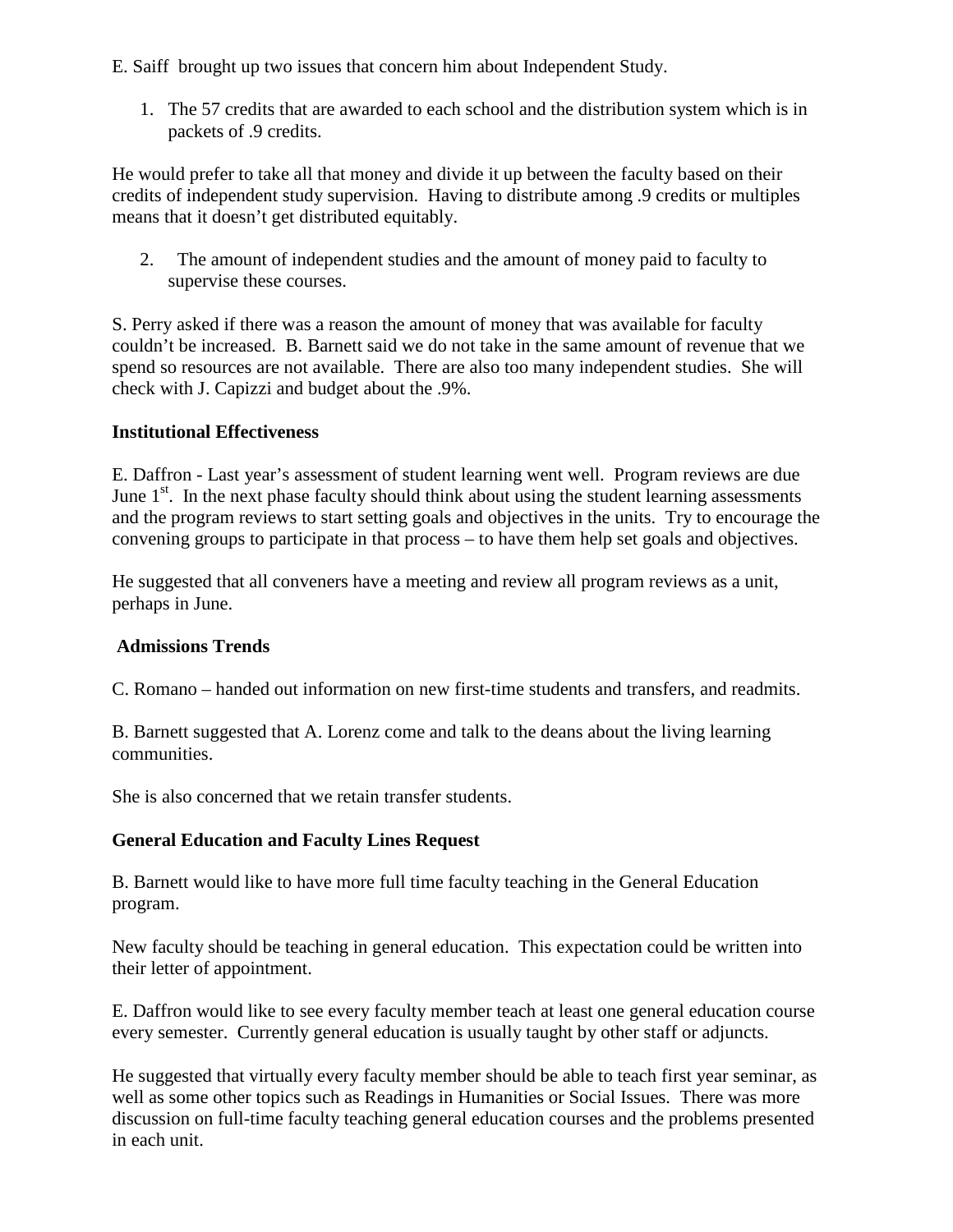E. Saiff brought up two issues that concern him about Independent Study.

1. The 57 credits that are awarded to each school and the distribution system which is in packets of .9 credits.

He would prefer to take all that money and divide it up between the faculty based on their credits of independent study supervision. Having to distribute among .9 credits or multiples means that it doesn't get distributed equitably.

2. The amount of independent studies and the amount of money paid to faculty to supervise these courses.

S. Perry asked if there was a reason the amount of money that was available for faculty couldn't be increased. B. Barnett said we do not take in the same amount of revenue that we spend so resources are not available. There are also too many independent studies. She will check with J. Capizzi and budget about the .9%.

**Institutional Effectiveness**

E. Daffron - Last year's assessment of student learning went well. Program reviews are due June 1st. In the next phase faculty should think about using the student learning assessments and the program reviews to start setting goals and objectives in the units. Try to encourage the convening groups to participate in that process – to have them help set goals and objectives.

He suggested that all conveners have a meeting and review all program reviews as a unit, perhaps in June.

**Admissions Trends**

C. Romano – handed out information on new first-time students and transfers, and readmits.

B. Barnett suggested that A. Lorenz come and talk to the deans about the living learning communities.

She is also concerned that we retain transfer students.

**General Education and Faculty Lines Request**

B. Barnett would like to have more full time faculty teaching in the General Education program.

New faculty should be teaching in general education. This expectation could be written into their letter of appointment.

E. Daffron would like to see every faculty member teach at least one general education course every semester. Currently general education is usually taught by other staff or adjuncts.

He suggested that virtually every faculty member should be able to teach first year seminar, as well as some other topics such as Readings in Humanities or Social Issues. There was more discussion on full-time faculty teaching general education courses and the problems presented in each unit.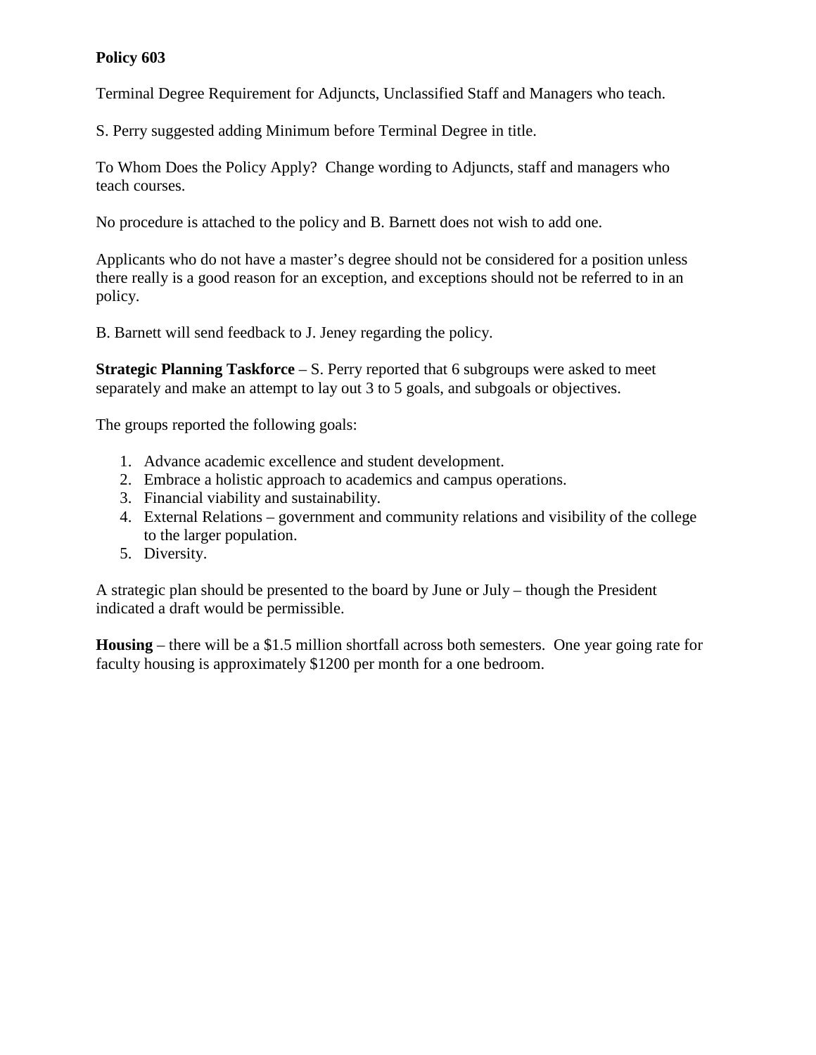**Policy 603**

Terminal Degree Requirement for Adjuncts, Unclassified Staff and Managers who teach.

S. Perry suggested adding Minimum before Terminal Degree in title.

To Whom Does the Policy Apply? Change wording to Adjuncts, staff and managers who teach courses.

No procedure is attached to the policy and B. Barnett does not wish to add one.

Applicants who do not have a master's degree should not be considered for a position unless there really is a good reason for an exception, and exceptions should not be referred to in an policy.

B. Barnett will send feedback to J. Jeney regarding the policy.

**Strategic Planning Taskforce** – S. Perry reported that 6 subgroups were asked to meet separately and make an attempt to lay out 3 to 5 goals, and subgoals or objectives.

The groups reported the following goals:

1. Advance academic excellence and student development.
2. Embrace a holistic approach to academics and campus operations.
3. Financial viability and sustainability.
4. External Relations – government and community relations and visibility of the college to the larger population.
5. Diversity.

A strategic plan should be presented to the board by June or July – though the President indicated a draft would be permissible.

**Housing** – there will be a $1.5 million shortfall across both semesters. One year going rate for faculty housing is approximately $1200 per month for a one bedroom.